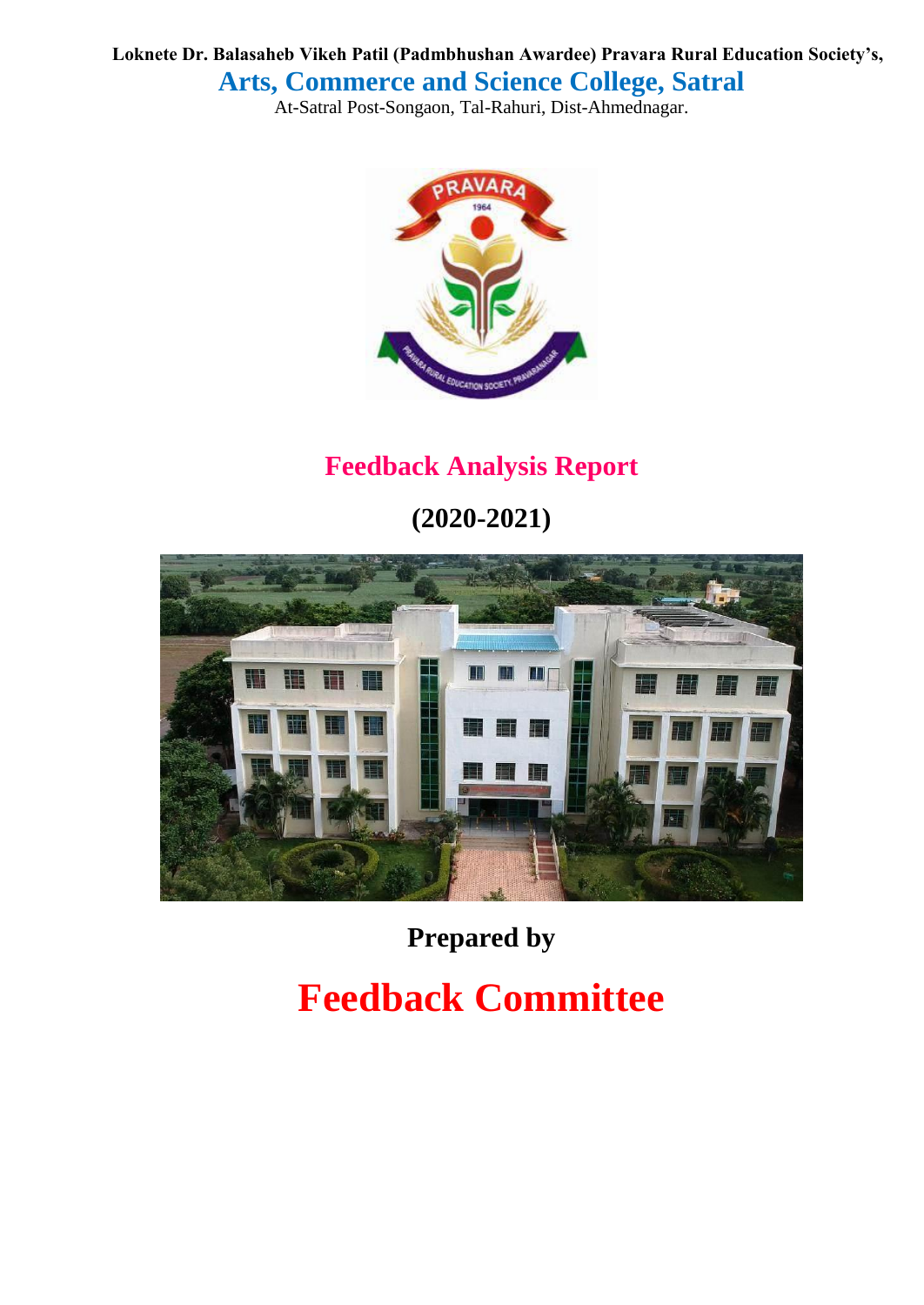**Loknete Dr. Balasaheb Vikeh Patil (Padmbhushan Awardee) Pravara Rural Education Society's,**

# Arts, Commerce and Science College, Satral

At-Satral Post-Songaon, Tal-Rahuri, Dist-Ahmednagar.

## Feedback Analysis Report

## (2020-2021)

**Prepared by**

# Feedback Committee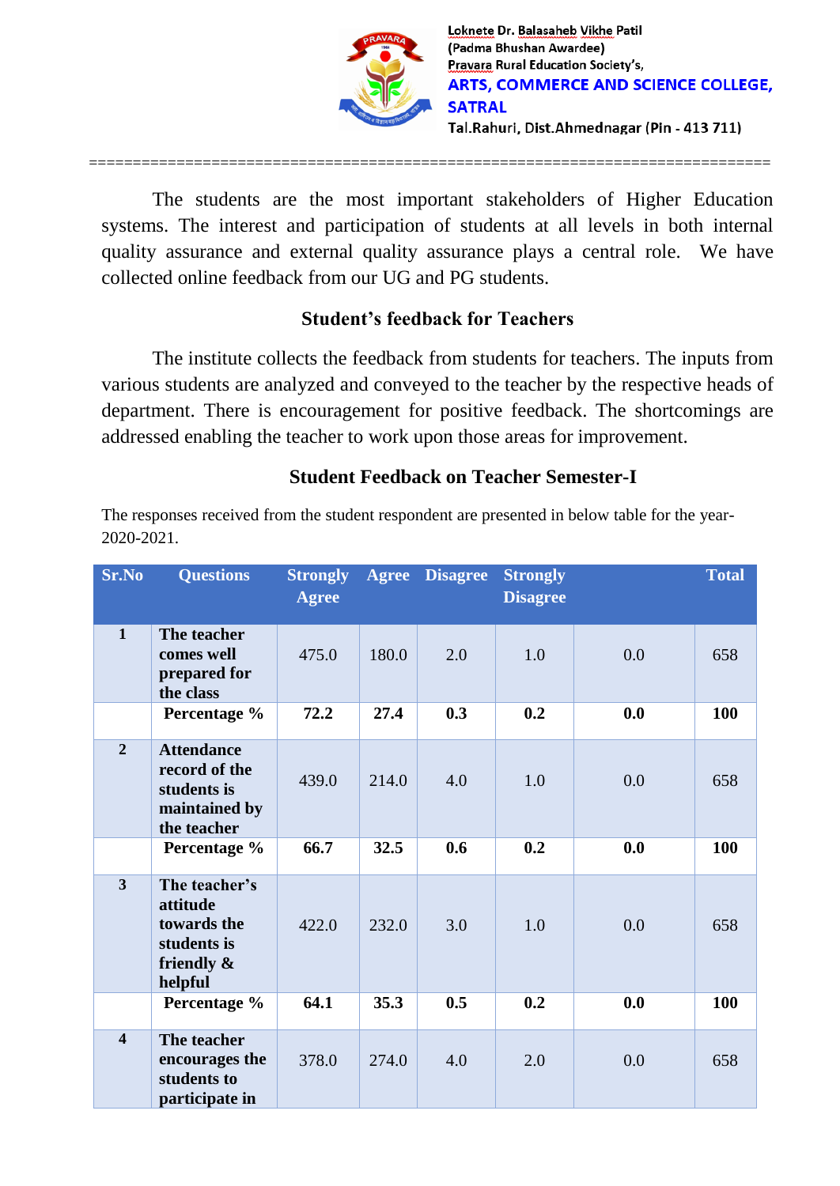The students are the most important stakeholders of Higher Education systems. The interest and participation of students at all levels in both internal quality assurance and external quality assurance plays a central role. We have collected online feedback from our UG and PG students.

## Student's feedback for Teachers

The institute collects the feedback from students for teachers. The inputs from various students are analyzed and conveyed to the teacher by the respective heads of department. There is encouragement for positive feedback. The shortcomings are addressed enabling the teacher to work upon those areas for improvement.

## Student Feedback on Teacher Semester-I

The responses received from the student respondent are presented in below table for the year-2020-2021.

| Sr.No | Questions | Strongly Agree | Agree | Disagree | Strongly Disagree | | Total |
|---|---|---|---|---|---|---|---|
| **1** | **The teacher comes well prepared for the class** | 475.0 | 180.0 | 2.0 | 1.0 | 0.0 | 658 |
| | **Percentage %** | **72.2** | **27.4** | **0.3** | **0.2** | **0.0** | **100** |
| **2** | **Attendance record of the students is maintained by the teacher** | 439.0 | 214.0 | 4.0 | 1.0 | 0.0 | 658 |
| | **Percentage %** | **66.7** | **32.5** | **0.6** | **0.2** | **0.0** | **100** |
| **3** | **The teacher's attitude towards the students is friendly & helpful** | 422.0 | 232.0 | 3.0 | 1.0 | 0.0 | 658 |
| | **Percentage %** | **64.1** | **35.3** | **0.5** | **0.2** | **0.0** | **100** |
| **4** | **The teacher encourages the students to participate in** | 378.0 | 274.0 | 4.0 | 2.0 | 0.0 | 658 |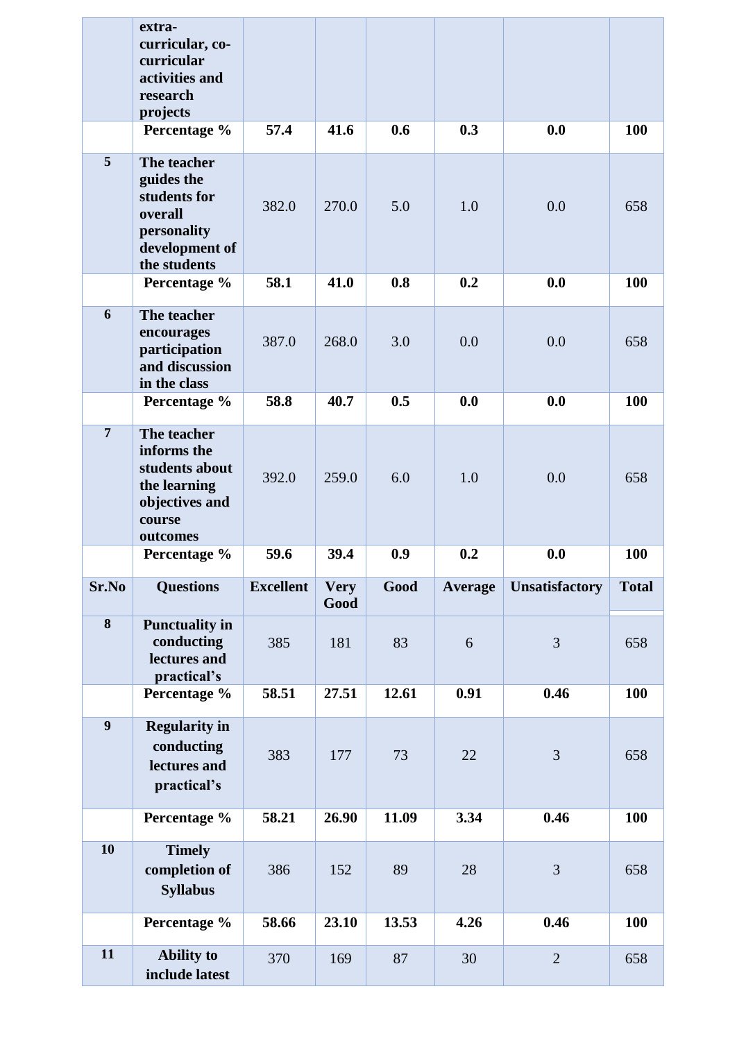| | extra-curricular, co-curricular activities and research projects | | | | | | |
|---|---|---|---|---|---|---|---|
| | **Percentage %** | **57.4** | **41.6** | **0.6** | **0.3** | **0.0** | **100** |
| **5** | **The teacher guides the students for overall personality development of the students** | 382.0 | 270.0 | 5.0 | 1.0 | 0.0 | 658 |
| | **Percentage %** | **58.1** | **41.0** | **0.8** | **0.2** | **0.0** | **100** |
| **6** | **The teacher encourages participation and discussion in the class** | 387.0 | 268.0 | 3.0 | 0.0 | 0.0 | 658 |
| | **Percentage %** | **58.8** | **40.7** | **0.5** | **0.0** | **0.0** | **100** |
| **7** | **The teacher informs the students about the learning objectives and course outcomes** | 392.0 | 259.0 | 6.0 | 1.0 | 0.0 | 658 |
| | **Percentage %** | **59.6** | **39.4** | **0.9** | **0.2** | **0.0** | **100** |
| **Sr.No** | **Questions** | **Excellent** | **Very Good** | **Good** | **Average** | **Unsatisfactory** | **Total** |
| **8** | **Punctuality in conducting lectures and practical's** | 385 | 181 | 83 | 6 | 3 | 658 |
| | **Percentage %** | **58.51** | **27.51** | **12.61** | **0.91** | **0.46** | **100** |
| **9** | **Regularity in conducting lectures and practical's** | 383 | 177 | 73 | 22 | 3 | 658 |
| | **Percentage %** | **58.21** | **26.90** | **11.09** | **3.34** | **0.46** | **100** |
| **10** | **Timely completion of Syllabus** | 386 | 152 | 89 | 28 | 3 | 658 |
| | **Percentage %** | **58.66** | **23.10** | **13.53** | **4.26** | **0.46** | **100** |
| **11** | **Ability to include latest** | 370 | 169 | 87 | 30 | 2 | 658 |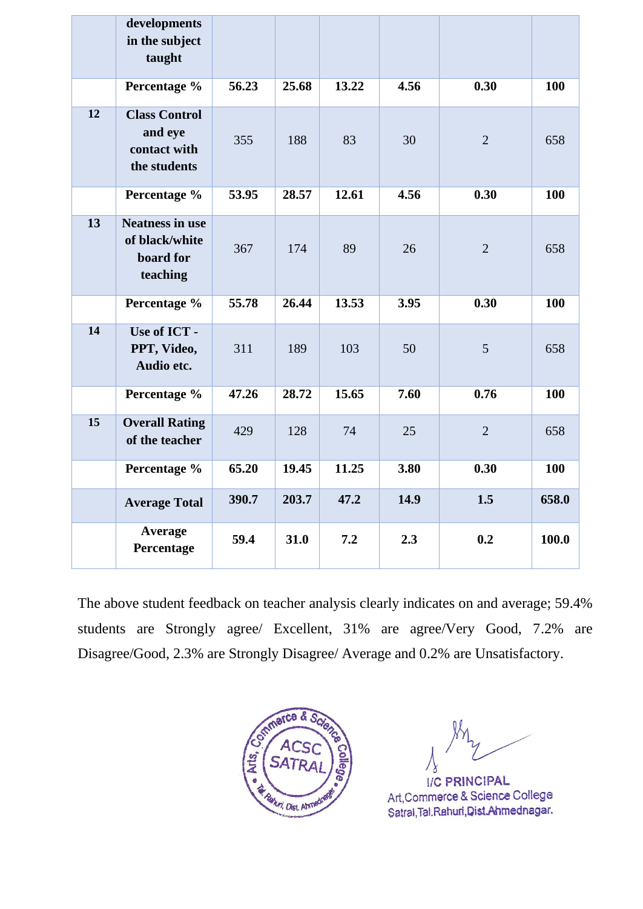|  | developments in the subject taught |  |  |  |  |  |  |
|---|---|---|---|---|---|---|---|
|  | **Percentage %** | **56.23** | **25.68** | **13.22** | **4.56** | **0.30** | **100** |
| **12** | **Class Control and eye contact with the students** | 355 | 188 | 83 | 30 | 2 | 658 |
|  | **Percentage %** | **53.95** | **28.57** | **12.61** | **4.56** | **0.30** | **100** |
| **13** | **Neatness in use of black/white board for teaching** | 367 | 174 | 89 | 26 | 2 | 658 |
|  | **Percentage %** | **55.78** | **26.44** | **13.53** | **3.95** | **0.30** | **100** |
| **14** | **Use of ICT - PPT, Video, Audio etc.** | 311 | 189 | 103 | 50 | 5 | 658 |
|  | **Percentage %** | **47.26** | **28.72** | **15.65** | **7.60** | **0.76** | **100** |
| **15** | **Overall Rating of the teacher** | 429 | 128 | 74 | 25 | 2 | 658 |
|  | **Percentage %** | **65.20** | **19.45** | **11.25** | **3.80** | **0.30** | **100** |
|  | **Average Total** | **390.7** | **203.7** | **47.2** | **14.9** | **1.5** | **658.0** |
|  | **Average Percentage** | **59.4** | **31.0** | **7.2** | **2.3** | **0.2** | **100.0** |

The above student feedback on teacher analysis clearly indicates on and average; 59.4% students are Strongly agree/ Excellent, 31% are agree/Very Good, 7.2% are Disagree/Good, 2.3% are Strongly Disagree/ Average and 0.2% are Unsatisfactory.

Arts, Commerce & Science College ACSC SATRAL Tal. Rahuri, Dist. Ahmednagar

I/C PRINCIPAL
Art,Commerce & Science College
Satral,Tal.Rahuri,Dist.Ahmednagar.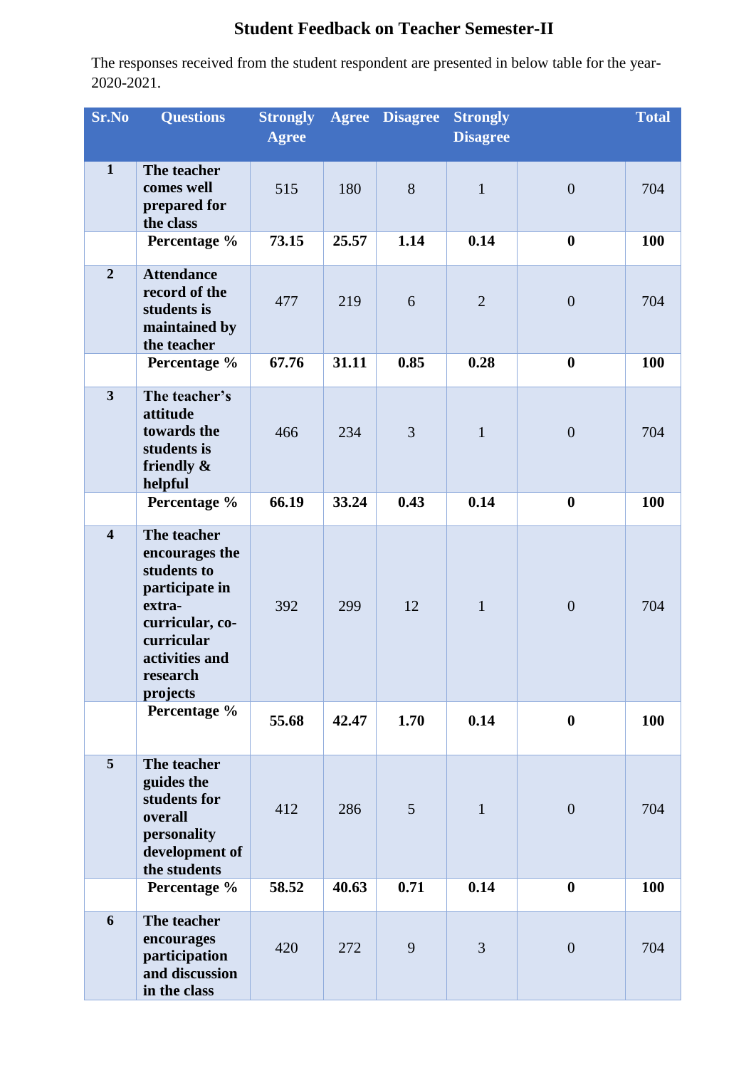## Student Feedback on Teacher Semester-II

The responses received from the student respondent are presented in below table for the year-2020-2021.

| Sr.No | Questions | Strongly Agree | Agree | Disagree | Strongly Disagree | | Total |
|---|---|---|---|---|---|---|---|
| 1 | **The teacher comes well prepared for the class** | 515 | 180 | 8 | 1 | 0 | 704 |
| | **Percentage %** | **73.15** | **25.57** | **1.14** | **0.14** | **0** | **100** |
| 2 | **Attendance record of the students is maintained by the teacher** | 477 | 219 | 6 | 2 | 0 | 704 |
| | **Percentage %** | **67.76** | **31.11** | **0.85** | **0.28** | **0** | **100** |
| 3 | **The teacher's attitude towards the students is friendly & helpful** | 466 | 234 | 3 | 1 | 0 | 704 |
| | **Percentage %** | **66.19** | **33.24** | **0.43** | **0.14** | **0** | **100** |
| 4 | **The teacher encourages the students to participate in extra-curricular, co-curricular activities and research projects** | 392 | 299 | 12 | 1 | 0 | 704 |
| | **Percentage %** | **55.68** | **42.47** | **1.70** | **0.14** | **0** | **100** |
| 5 | **The teacher guides the students for overall personality development of the students** | 412 | 286 | 5 | 1 | 0 | 704 |
| | **Percentage %** | **58.52** | **40.63** | **0.71** | **0.14** | **0** | **100** |
| 6 | **The teacher encourages participation and discussion in the class** | 420 | 272 | 9 | 3 | 0 | 704 |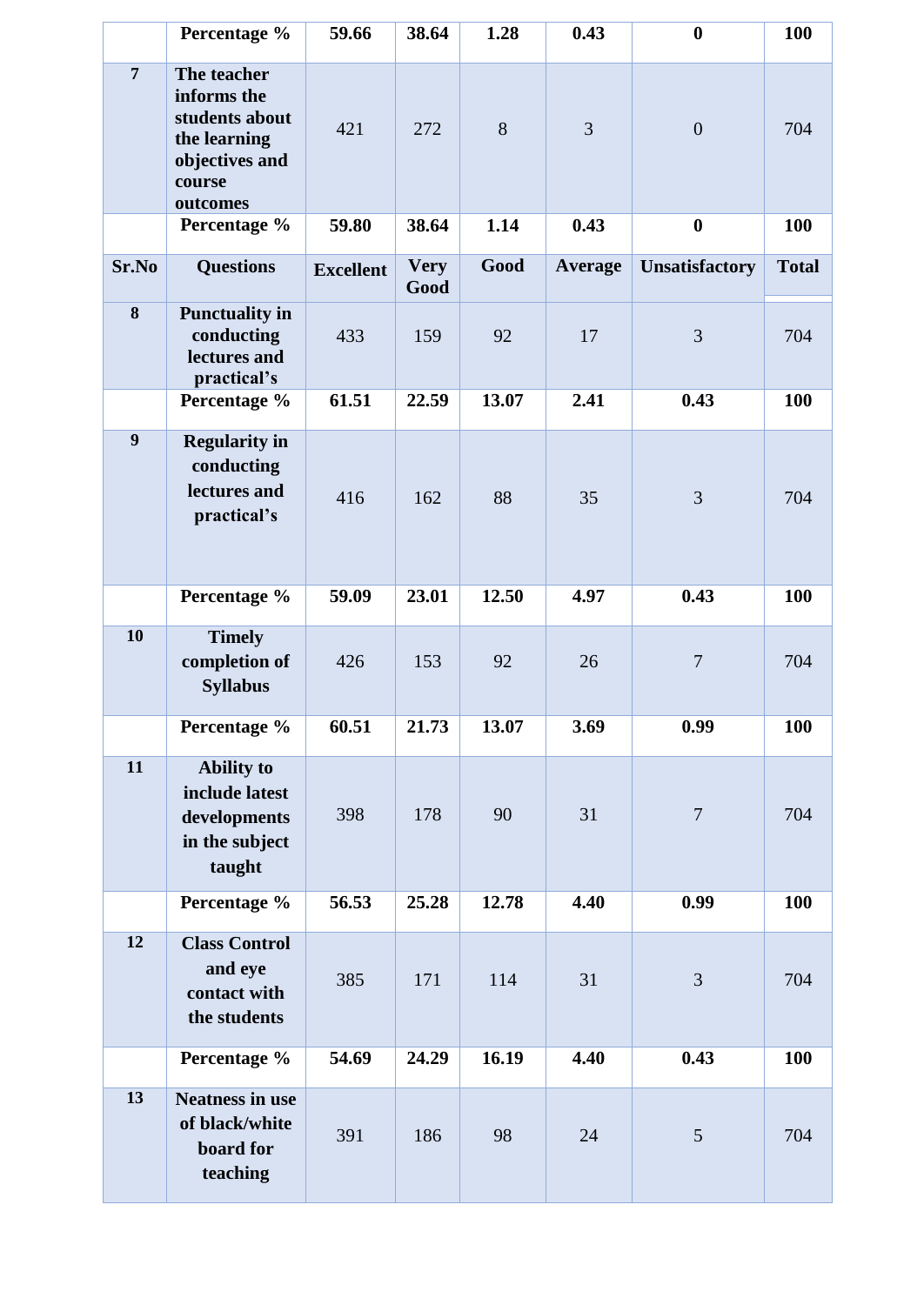| | Percentage % | 59.66 | 38.64 | 1.28 | 0.43 | 0 | 100 |
|---|---|---|---|---|---|---|---|
| 7 | The teacher informs the students about the learning objectives and course outcomes | 421 | 272 | 8 | 3 | 0 | 704 |
| | Percentage % | 59.80 | 38.64 | 1.14 | 0.43 | 0 | 100 |
| **Sr.No** | **Questions** | **Excellent** | **Very Good** | **Good** | **Average** | **Unsatisfactory** | **Total** |
| 8 | Punctuality in conducting lectures and practical's | 433 | 159 | 92 | 17 | 3 | 704 |
| | Percentage % | 61.51 | 22.59 | 13.07 | 2.41 | 0.43 | 100 |
| 9 | Regularity in conducting lectures and practical's | 416 | 162 | 88 | 35 | 3 | 704 |
| | Percentage % | 59.09 | 23.01 | 12.50 | 4.97 | 0.43 | 100 |
| 10 | Timely completion of Syllabus | 426 | 153 | 92 | 26 | 7 | 704 |
| | Percentage % | 60.51 | 21.73 | 13.07 | 3.69 | 0.99 | 100 |
| 11 | Ability to include latest developments in the subject taught | 398 | 178 | 90 | 31 | 7 | 704 |
| | Percentage % | 56.53 | 25.28 | 12.78 | 4.40 | 0.99 | 100 |
| 12 | Class Control and eye contact with the students | 385 | 171 | 114 | 31 | 3 | 704 |
| | Percentage % | 54.69 | 24.29 | 16.19 | 4.40 | 0.43 | 100 |
| 13 | Neatness in use of black/white board for teaching | 391 | 186 | 98 | 24 | 5 | 704 |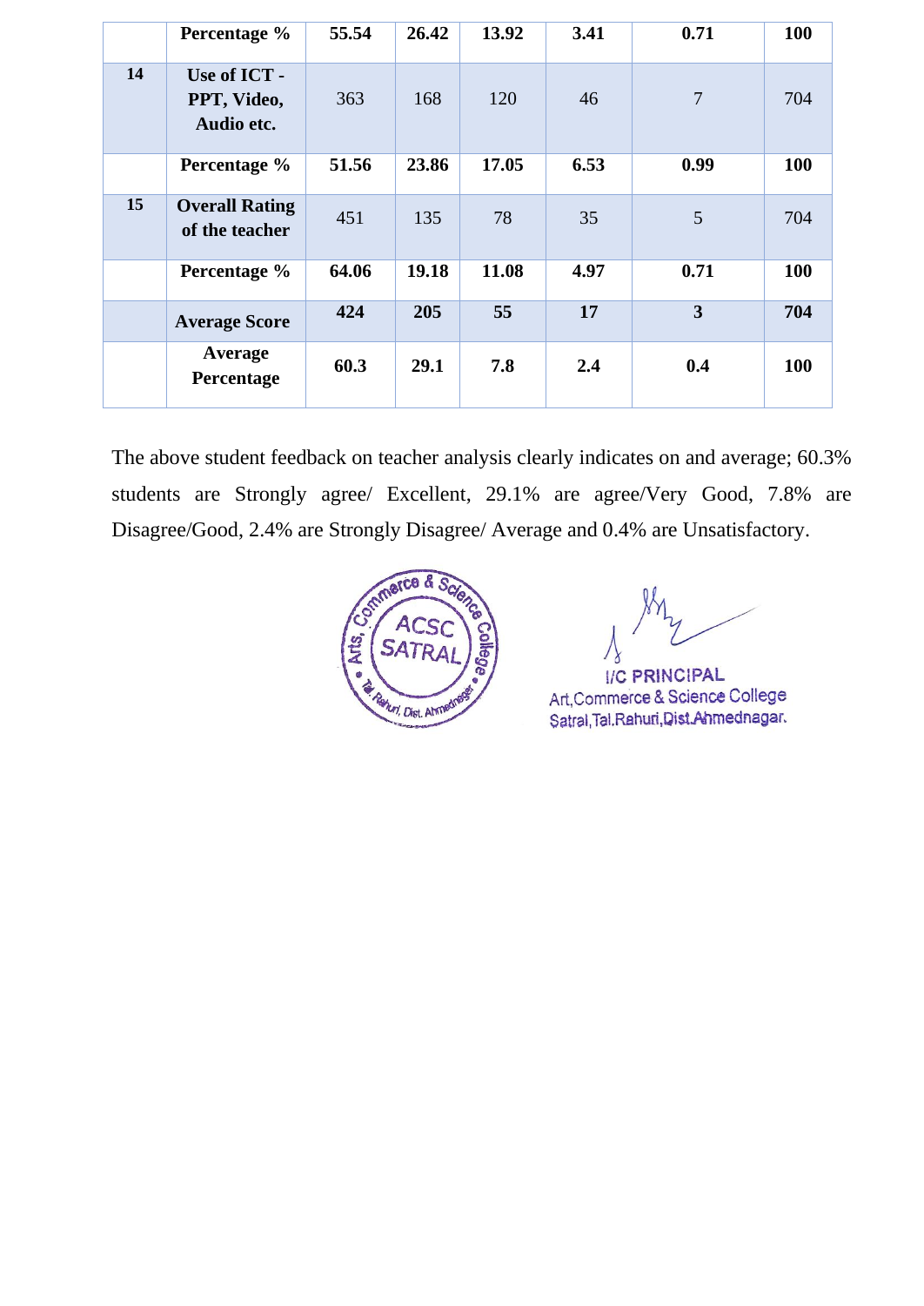| | | | | | | | |
|---|---|---|---|---|---|---|---|
| | **Percentage %** | **55.54** | **26.42** | **13.92** | **3.41** | **0.71** | **100** |
| **14** | **Use of ICT - PPT, Video, Audio etc.** | 363 | 168 | 120 | 46 | 7 | 704 |
| | **Percentage %** | **51.56** | **23.86** | **17.05** | **6.53** | **0.99** | **100** |
| **15** | **Overall Rating of the teacher** | 451 | 135 | 78 | 35 | 5 | 704 |
| | **Percentage %** | **64.06** | **19.18** | **11.08** | **4.97** | **0.71** | **100** |
| | **Average Score** | **424** | **205** | **55** | **17** | **3** | **704** |
| | **Average Percentage** | **60.3** | **29.1** | **7.8** | **2.4** | **0.4** | **100** |

The above student feedback on teacher analysis clearly indicates on and average; 60.3% students are Strongly agree/ Excellent, 29.1% are agree/Very Good, 7.8% are Disagree/Good, 2.4% are Strongly Disagree/ Average and 0.4% are Unsatisfactory.

Arts, Commerce & Science College ACSC SATRAL Tal. Rahuri, Dist. Ahmednagar

I/C PRINCIPAL
Art, Commerce & Science College
Satral, Tal. Rahuri, Dist. Ahmednagar.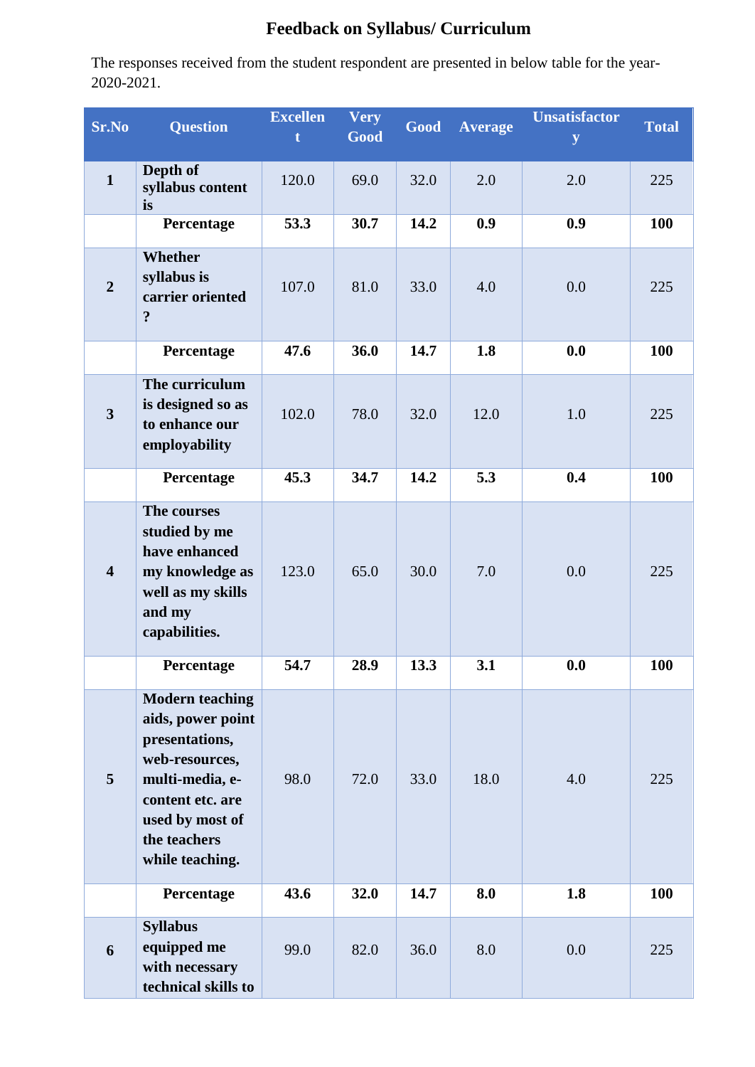## Feedback on Syllabus/ Curriculum

The responses received from the student respondent are presented in below table for the year-2020-2021.

| Sr.No | Question | Excellent | Very Good | Good | Average | Unsatisfactory | Total |
|---|---|---|---|---|---|---|---|
| 1 | **Depth of syllabus content is** | 120.0 | 69.0 | 32.0 | 2.0 | 2.0 | 225 |
| | **Percentage** | **53.3** | **30.7** | **14.2** | **0.9** | **0.9** | **100** |
| 2 | **Whether syllabus is carrier oriented ?** | 107.0 | 81.0 | 33.0 | 4.0 | 0.0 | 225 |
| | **Percentage** | **47.6** | **36.0** | **14.7** | **1.8** | **0.0** | **100** |
| 3 | **The curriculum is designed so as to enhance our employability** | 102.0 | 78.0 | 32.0 | 12.0 | 1.0 | 225 |
| | **Percentage** | **45.3** | **34.7** | **14.2** | **5.3** | **0.4** | **100** |
| 4 | **The courses studied by me have enhanced my knowledge as well as my skills and my capabilities.** | 123.0 | 65.0 | 30.0 | 7.0 | 0.0 | 225 |
| | **Percentage** | **54.7** | **28.9** | **13.3** | **3.1** | **0.0** | **100** |
| 5 | **Modern teaching aids, power point presentations, web-resources, multi-media, e-content etc. are used by most of the teachers while teaching.** | 98.0 | 72.0 | 33.0 | 18.0 | 4.0 | 225 |
| | **Percentage** | **43.6** | **32.0** | **14.7** | **8.0** | **1.8** | **100** |
| 6 | **Syllabus equipped me with necessary technical skills to** | 99.0 | 82.0 | 36.0 | 8.0 | 0.0 | 225 |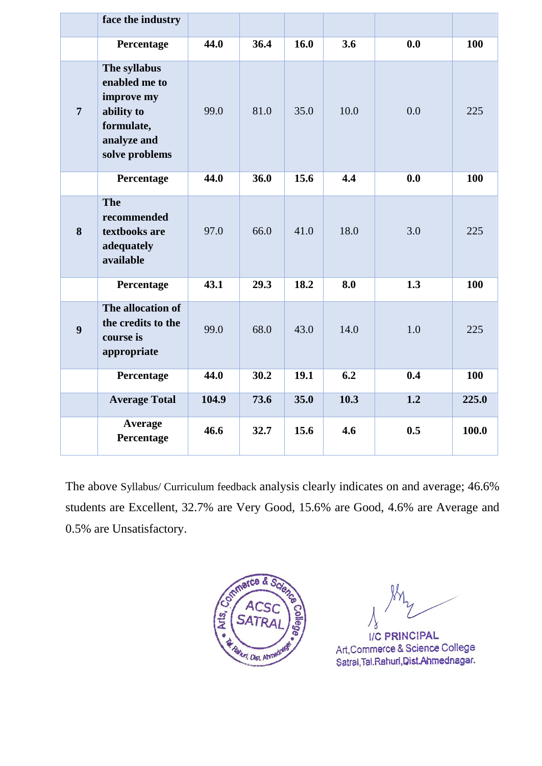| | face the industry | | | | | | |
|---|---|---|---|---|---|---|---|
| | **Percentage** | **44.0** | **36.4** | **16.0** | **3.6** | **0.0** | **100** |
| **7** | **The syllabus enabled me to improve my ability to formulate, analyze and solve problems** | 99.0 | 81.0 | 35.0 | 10.0 | 0.0 | 225 |
| | **Percentage** | **44.0** | **36.0** | **15.6** | **4.4** | **0.0** | **100** |
| **8** | **The recommended textbooks are adequately available** | 97.0 | 66.0 | 41.0 | 18.0 | 3.0 | 225 |
| | **Percentage** | **43.1** | **29.3** | **18.2** | **8.0** | **1.3** | **100** |
| **9** | **The allocation of the credits to the course is appropriate** | 99.0 | 68.0 | 43.0 | 14.0 | 1.0 | 225 |
| | **Percentage** | **44.0** | **30.2** | **19.1** | **6.2** | **0.4** | **100** |
| | **Average Total** | **104.9** | **73.6** | **35.0** | **10.3** | **1.2** | **225.0** |
| | **Average Percentage** | **46.6** | **32.7** | **15.6** | **4.6** | **0.5** | **100.0** |

The above Syllabus/ Curriculum feedback analysis clearly indicates on and average; 46.6% students are Excellent, 32.7% are Very Good, 15.6% are Good, 4.6% are Average and 0.5% are Unsatisfactory.

Arts, Commerce & Science College ACSC SATRAL Tal. Rahuri, Dist. Ahmednagar

I/C PRINCIPAL
Art,Commerce & Science College
Satral,Tal.Rahuri,Dist.Ahmednagar.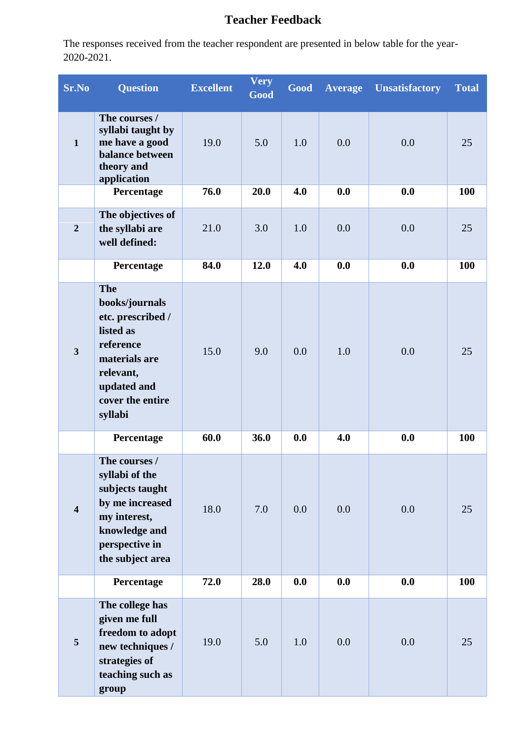# Teacher Feedback

The responses received from the teacher respondent are presented in below table for the year-2020-2021.

| Sr.No | Question | Excellent | Very Good | Good | Average | Unsatisfactory | Total |
|---|---|---|---|---|---|---|---|
| **1** | **The courses / syllabi taught by me have a good balance between theory and application** | 19.0 | 5.0 | 1.0 | 0.0 | 0.0 | 25 |
| | **Percentage** | **76.0** | **20.0** | **4.0** | **0.0** | **0.0** | **100** |
| **2** | **The objectives of the syllabi are well defined:** | 21.0 | 3.0 | 1.0 | 0.0 | 0.0 | 25 |
| | **Percentage** | **84.0** | **12.0** | **4.0** | **0.0** | **0.0** | **100** |
| **3** | **The books/journals etc. prescribed / listed as reference materials are relevant, updated and cover the entire syllabi** | 15.0 | 9.0 | 0.0 | 1.0 | 0.0 | 25 |
| | **Percentage** | **60.0** | **36.0** | **0.0** | **4.0** | **0.0** | **100** |
| **4** | **The courses / syllabi of the subjects taught by me increased my interest, knowledge and perspective in the subject area** | 18.0 | 7.0 | 0.0 | 0.0 | 0.0 | 25 |
| | **Percentage** | **72.0** | **28.0** | **0.0** | **0.0** | **0.0** | **100** |
| **5** | **The college has given me full freedom to adopt new techniques / strategies of teaching such as group** | 19.0 | 5.0 | 1.0 | 0.0 | 0.0 | 25 |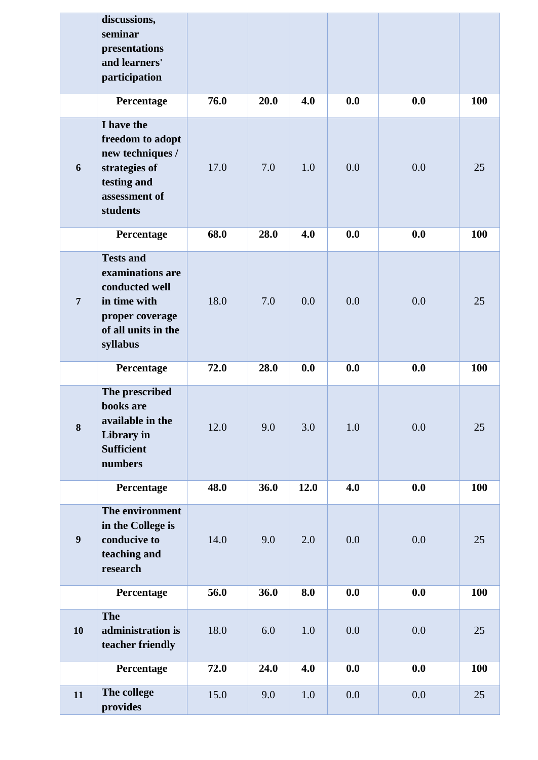| | | | | | | | |
|---|---|---|---|---|---|---|---|
| | **discussions, seminar presentations and learners' participation** | | | | | | |
| | **Percentage** | **76.0** | **20.0** | **4.0** | **0.0** | **0.0** | **100** |
| **6** | **I have the freedom to adopt new techniques / strategies of testing and assessment of students** | 17.0 | 7.0 | 1.0 | 0.0 | 0.0 | 25 |
| | **Percentage** | **68.0** | **28.0** | **4.0** | **0.0** | **0.0** | **100** |
| **7** | **Tests and examinations are conducted well in time with proper coverage of all units in the syllabus** | 18.0 | 7.0 | 0.0 | 0.0 | 0.0 | 25 |
| | **Percentage** | **72.0** | **28.0** | **0.0** | **0.0** | **0.0** | **100** |
| **8** | **The prescribed books are available in the Library in Sufficient numbers** | 12.0 | 9.0 | 3.0 | 1.0 | 0.0 | 25 |
| | **Percentage** | **48.0** | **36.0** | **12.0** | **4.0** | **0.0** | **100** |
| **9** | **The environment in the College is conducive to teaching and research** | 14.0 | 9.0 | 2.0 | 0.0 | 0.0 | 25 |
| | **Percentage** | **56.0** | **36.0** | **8.0** | **0.0** | **0.0** | **100** |
| **10** | **The administration is teacher friendly** | 18.0 | 6.0 | 1.0 | 0.0 | 0.0 | 25 |
| | **Percentage** | **72.0** | **24.0** | **4.0** | **0.0** | **0.0** | **100** |
| **11** | **The college provides** | 15.0 | 9.0 | 1.0 | 0.0 | 0.0 | 25 |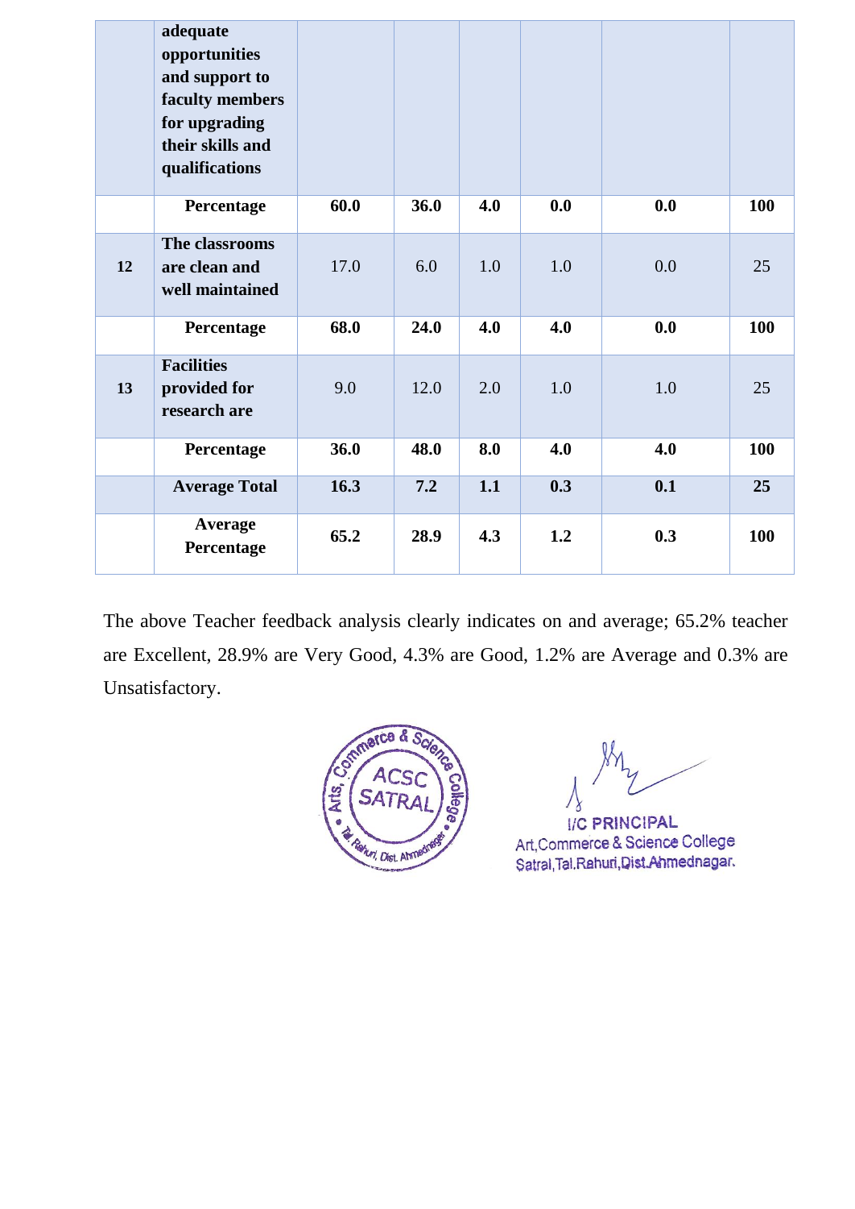|  | adequate opportunities and support to faculty members for upgrading their skills and qualifications |  |  |  |  |  |  |
|---|---|---|---|---|---|---|---|
|  | **Percentage** | **60.0** | **36.0** | **4.0** | **0.0** | **0.0** | **100** |
| **12** | **The classrooms are clean and well maintained** | 17.0 | 6.0 | 1.0 | 1.0 | 0.0 | 25 |
|  | **Percentage** | **68.0** | **24.0** | **4.0** | **4.0** | **0.0** | **100** |
| **13** | **Facilities provided for research are** | 9.0 | 12.0 | 2.0 | 1.0 | 1.0 | 25 |
|  | **Percentage** | **36.0** | **48.0** | **8.0** | **4.0** | **4.0** | **100** |
|  | **Average Total** | **16.3** | **7.2** | **1.1** | **0.3** | **0.1** | **25** |
|  | **Average Percentage** | **65.2** | **28.9** | **4.3** | **1.2** | **0.3** | **100** |

The above Teacher feedback analysis clearly indicates on and average; 65.2% teacher are Excellent, 28.9% are Very Good, 4.3% are Good, 1.2% are Average and 0.3% are Unsatisfactory.

Arts, Commerce & Science College ACSC SATRAL Tal. Rahuri, Dist. Ahmednagar

I/C PRINCIPAL
Art,Commerce & Science College
Satral,Tal.Rahuri,Dist.Ahmednagar.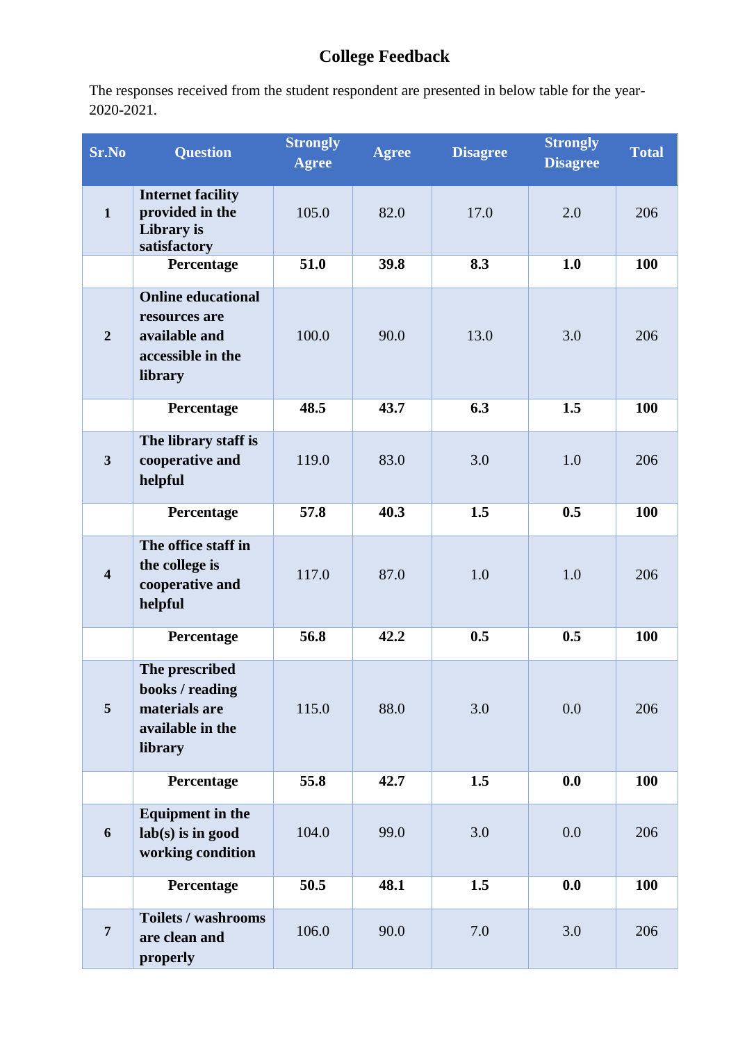# College Feedback

The responses received from the student respondent are presented in below table for the year-2020-2021.

| Sr.No | Question | Strongly Agree | Agree | Disagree | Strongly Disagree | Total |
|---|---|---|---|---|---|---|
| 1 | **Internet facility provided in the Library is satisfactory** | 105.0 | 82.0 | 17.0 | 2.0 | 206 |
| | **Percentage** | **51.0** | **39.8** | **8.3** | **1.0** | **100** |
| 2 | **Online educational resources are available and accessible in the library** | 100.0 | 90.0 | 13.0 | 3.0 | 206 |
| | **Percentage** | **48.5** | **43.7** | **6.3** | **1.5** | **100** |
| 3 | **The library staff is cooperative and helpful** | 119.0 | 83.0 | 3.0 | 1.0 | 206 |
| | **Percentage** | **57.8** | **40.3** | **1.5** | **0.5** | **100** |
| 4 | **The office staff in the college is cooperative and helpful** | 117.0 | 87.0 | 1.0 | 1.0 | 206 |
| | **Percentage** | **56.8** | **42.2** | **0.5** | **0.5** | **100** |
| 5 | **The prescribed books / reading materials are available in the library** | 115.0 | 88.0 | 3.0 | 0.0 | 206 |
| | **Percentage** | **55.8** | **42.7** | **1.5** | **0.0** | **100** |
| 6 | **Equipment in the lab(s) is in good working condition** | 104.0 | 99.0 | 3.0 | 0.0 | 206 |
| | **Percentage** | **50.5** | **48.1** | **1.5** | **0.0** | **100** |
| 7 | **Toilets / washrooms are clean and properly** | 106.0 | 90.0 | 7.0 | 3.0 | 206 |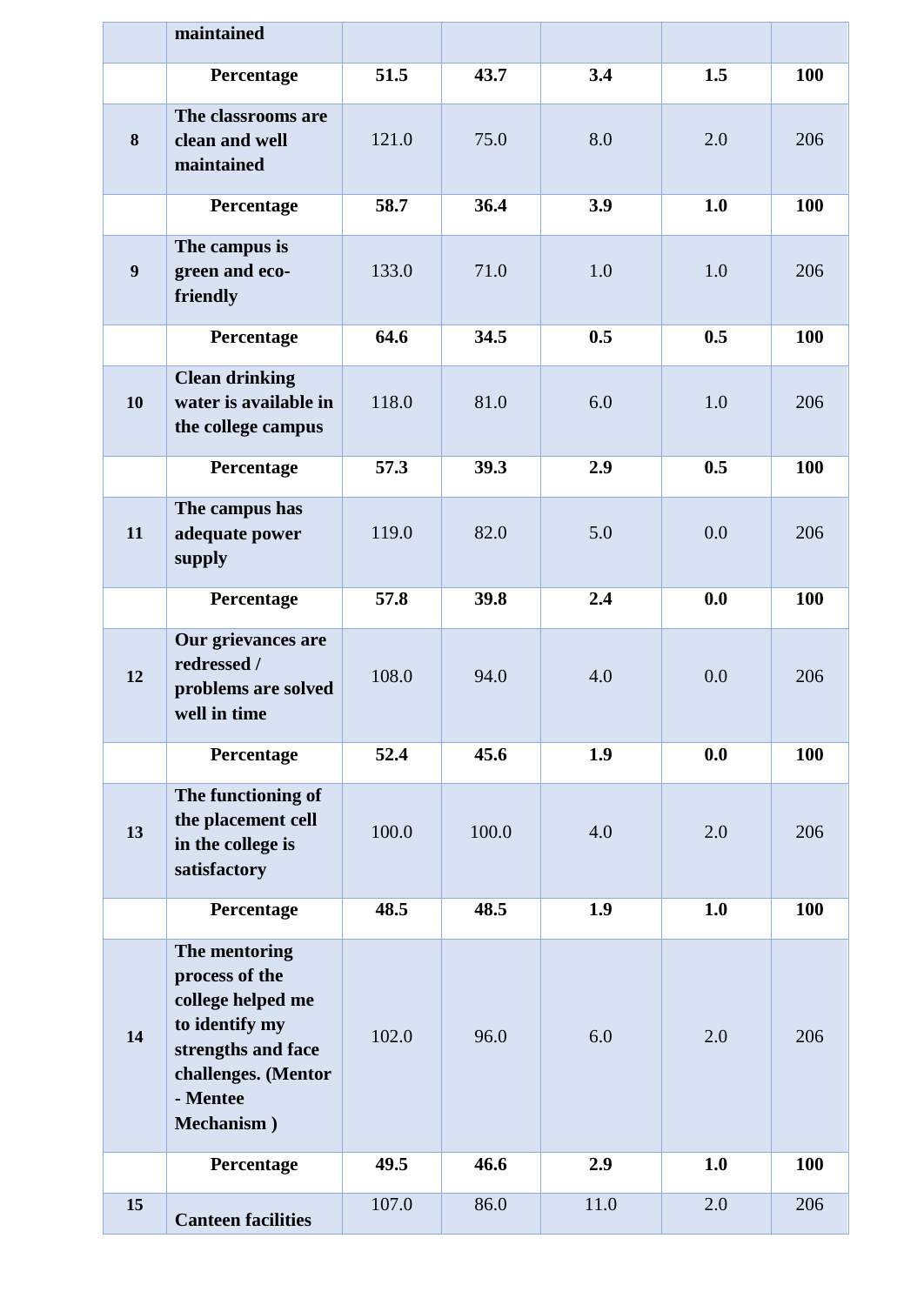| | maintained | | | | | |
|---|---|---|---|---|---|---|
| | **Percentage** | **51.5** | **43.7** | **3.4** | **1.5** | **100** |
| **8** | **The classrooms are clean and well maintained** | 121.0 | 75.0 | 8.0 | 2.0 | 206 |
| | **Percentage** | **58.7** | **36.4** | **3.9** | **1.0** | **100** |
| **9** | **The campus is green and eco-friendly** | 133.0 | 71.0 | 1.0 | 1.0 | 206 |
| | **Percentage** | **64.6** | **34.5** | **0.5** | **0.5** | **100** |
| **10** | **Clean drinking water is available in the college campus** | 118.0 | 81.0 | 6.0 | 1.0 | 206 |
| | **Percentage** | **57.3** | **39.3** | **2.9** | **0.5** | **100** |
| **11** | **The campus has adequate power supply** | 119.0 | 82.0 | 5.0 | 0.0 | 206 |
| | **Percentage** | **57.8** | **39.8** | **2.4** | **0.0** | **100** |
| **12** | **Our grievances are redressed / problems are solved well in time** | 108.0 | 94.0 | 4.0 | 0.0 | 206 |
| | **Percentage** | **52.4** | **45.6** | **1.9** | **0.0** | **100** |
| **13** | **The functioning of the placement cell in the college is satisfactory** | 100.0 | 100.0 | 4.0 | 2.0 | 206 |
| | **Percentage** | **48.5** | **48.5** | **1.9** | **1.0** | **100** |
| **14** | **The mentoring process of the college helped me to identify my strengths and face challenges. (Mentor - Mentee Mechanism )** | 102.0 | 96.0 | 6.0 | 2.0 | 206 |
| | **Percentage** | **49.5** | **46.6** | **2.9** | **1.0** | **100** |
| **15** | **Canteen facilities** | 107.0 | 86.0 | 11.0 | 2.0 | 206 |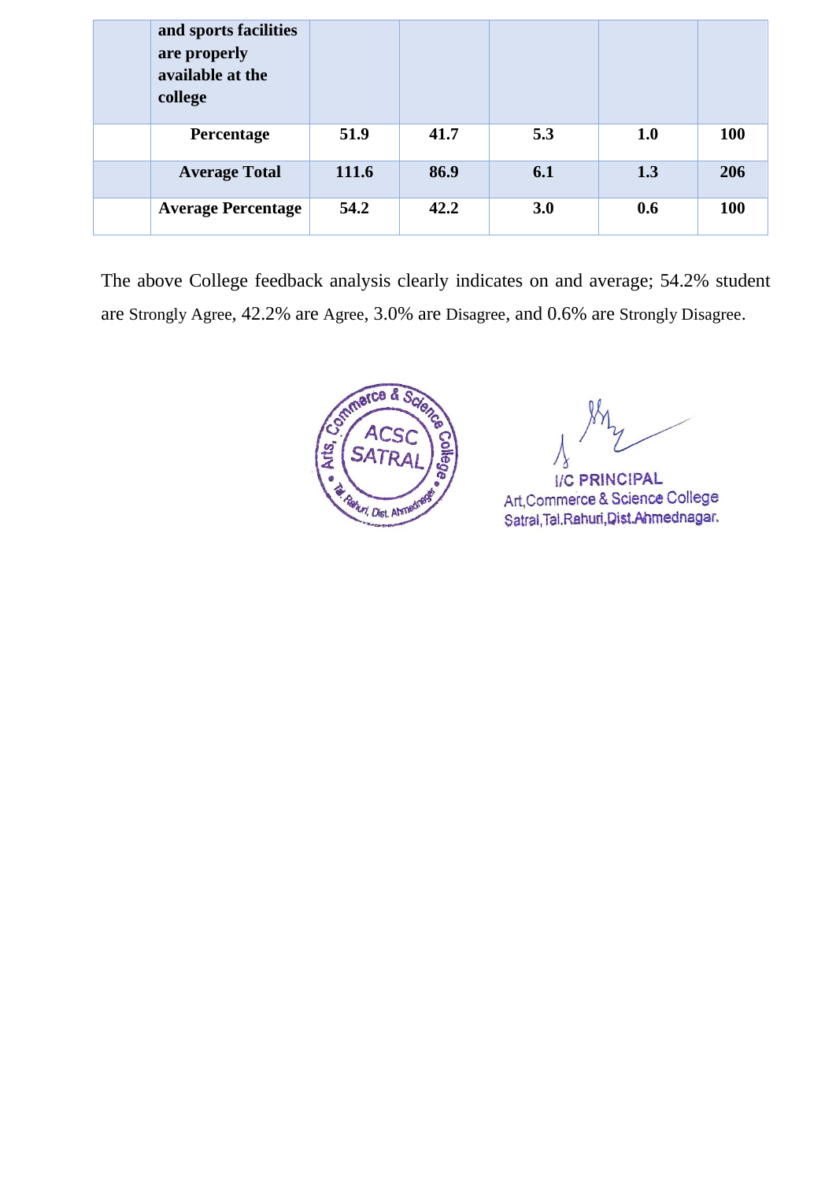|  | and sports facilities are properly available at the college |  |  |  |  |  |
|---|---|---|---|---|---|---|
|  | **Percentage** | **51.9** | **41.7** | **5.3** | **1.0** | **100** |
|  | **Average Total** | **111.6** | **86.9** | **6.1** | **1.3** | **206** |
|  | **Average Percentage** | **54.2** | **42.2** | **3.0** | **0.6** | **100** |

The above College feedback analysis clearly indicates on and average; 54.2% student are Strongly Agree, 42.2% are Agree, 3.0% are Disagree, and 0.6% are Strongly Disagree.

Arts, Commerce & Science College
ACSC SATRAL
Tal. Rahuri, Dist. Ahmednagar

I/C PRINCIPAL
Art,Commerce & Science College
Satral,Tal.Rahuri,Dist.Ahmednagar.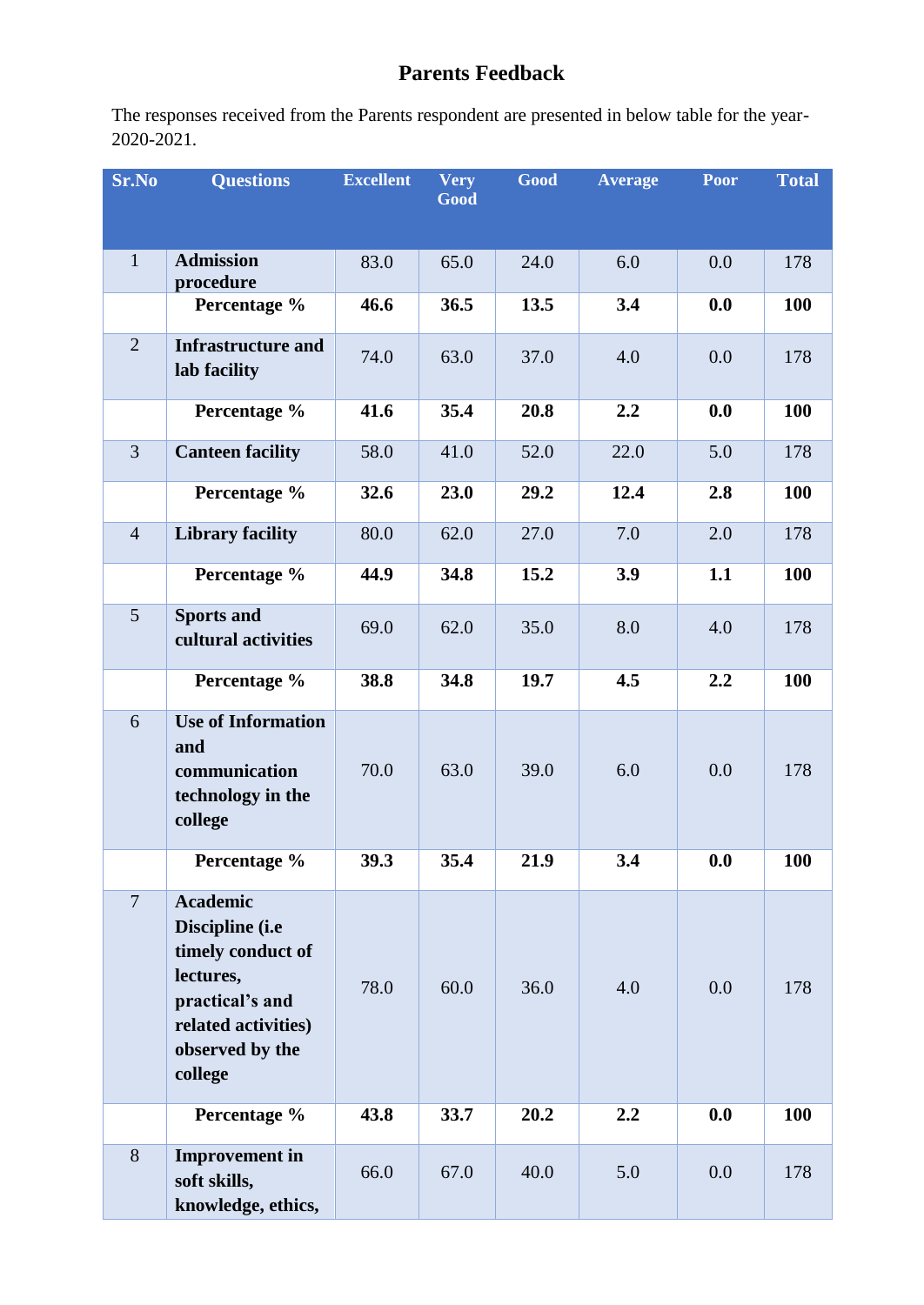# Parents Feedback

The responses received from the Parents respondent are presented in below table for the year-2020-2021.

| Sr.No | Questions | Excellent | Very Good | Good | Average | Poor | Total |
|---|---|---|---|---|---|---|---|
| 1 | **Admission procedure** | 83.0 | 65.0 | 24.0 | 6.0 | 0.0 | 178 |
| | **Percentage %** | **46.6** | **36.5** | **13.5** | **3.4** | **0.0** | **100** |
| 2 | **Infrastructure and lab facility** | 74.0 | 63.0 | 37.0 | 4.0 | 0.0 | 178 |
| | **Percentage %** | **41.6** | **35.4** | **20.8** | **2.2** | **0.0** | **100** |
| 3 | **Canteen facility** | 58.0 | 41.0 | 52.0 | 22.0 | 5.0 | 178 |
| | **Percentage %** | **32.6** | **23.0** | **29.2** | **12.4** | **2.8** | **100** |
| 4 | **Library facility** | 80.0 | 62.0 | 27.0 | 7.0 | 2.0 | 178 |
| | **Percentage %** | **44.9** | **34.8** | **15.2** | **3.9** | **1.1** | **100** |
| 5 | **Sports and cultural activities** | 69.0 | 62.0 | 35.0 | 8.0 | 4.0 | 178 |
| | **Percentage %** | **38.8** | **34.8** | **19.7** | **4.5** | **2.2** | **100** |
| 6 | **Use of Information and communication technology in the college** | 70.0 | 63.0 | 39.0 | 6.0 | 0.0 | 178 |
| | **Percentage %** | **39.3** | **35.4** | **21.9** | **3.4** | **0.0** | **100** |
| 7 | **Academic Discipline (i.e timely conduct of lectures, practical's and related activities) observed by the college** | 78.0 | 60.0 | 36.0 | 4.0 | 0.0 | 178 |
| | **Percentage %** | **43.8** | **33.7** | **20.2** | **2.2** | **0.0** | **100** |
| 8 | **Improvement in soft skills, knowledge, ethics,** | 66.0 | 67.0 | 40.0 | 5.0 | 0.0 | 178 |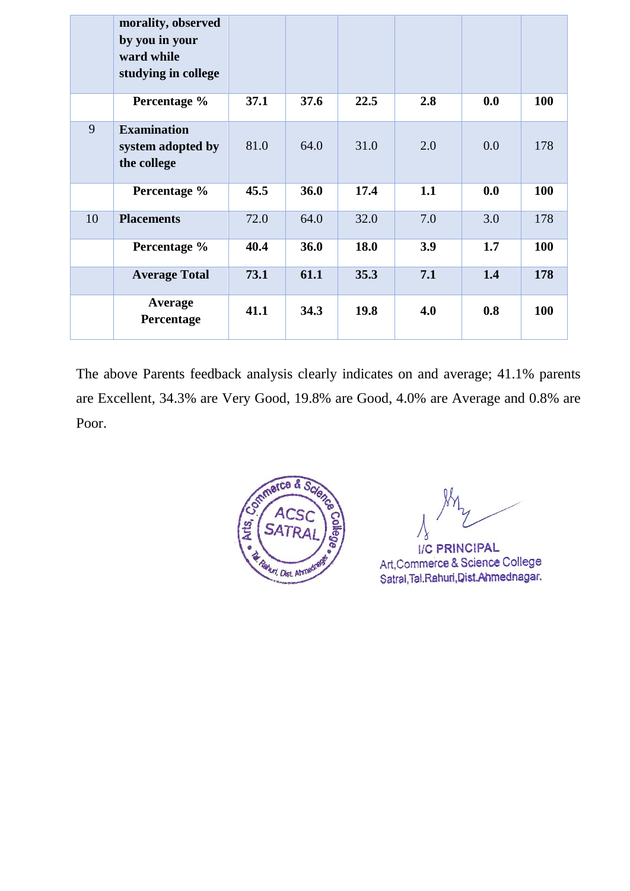| | morality, observed by you in your ward while studying in college | | | | | | |
|---|---|---|---|---|---|---|---|
| | **Percentage %** | **37.1** | **37.6** | **22.5** | **2.8** | **0.0** | **100** |
| 9 | **Examination system adopted by the college** | 81.0 | 64.0 | 31.0 | 2.0 | 0.0 | 178 |
| | **Percentage %** | **45.5** | **36.0** | **17.4** | **1.1** | **0.0** | **100** |
| 10 | **Placements** | 72.0 | 64.0 | 32.0 | 7.0 | 3.0 | 178 |
| | **Percentage %** | **40.4** | **36.0** | **18.0** | **3.9** | **1.7** | **100** |
| | **Average Total** | **73.1** | **61.1** | **35.3** | **7.1** | **1.4** | **178** |
| | **Average Percentage** | **41.1** | **34.3** | **19.8** | **4.0** | **0.8** | **100** |

The above Parents feedback analysis clearly indicates on and average; 41.1% parents are Excellent, 34.3% are Very Good, 19.8% are Good, 4.0% are Average and 0.8% are Poor.

Arts, Commerce & Science College • ACSC SATRAL • Tal. Rahuri, Dist. Ahmednagar

I/C PRINCIPAL
Art,Commerce & Science College
Satral,Tal.Rahuri,Dist.Ahmednagar.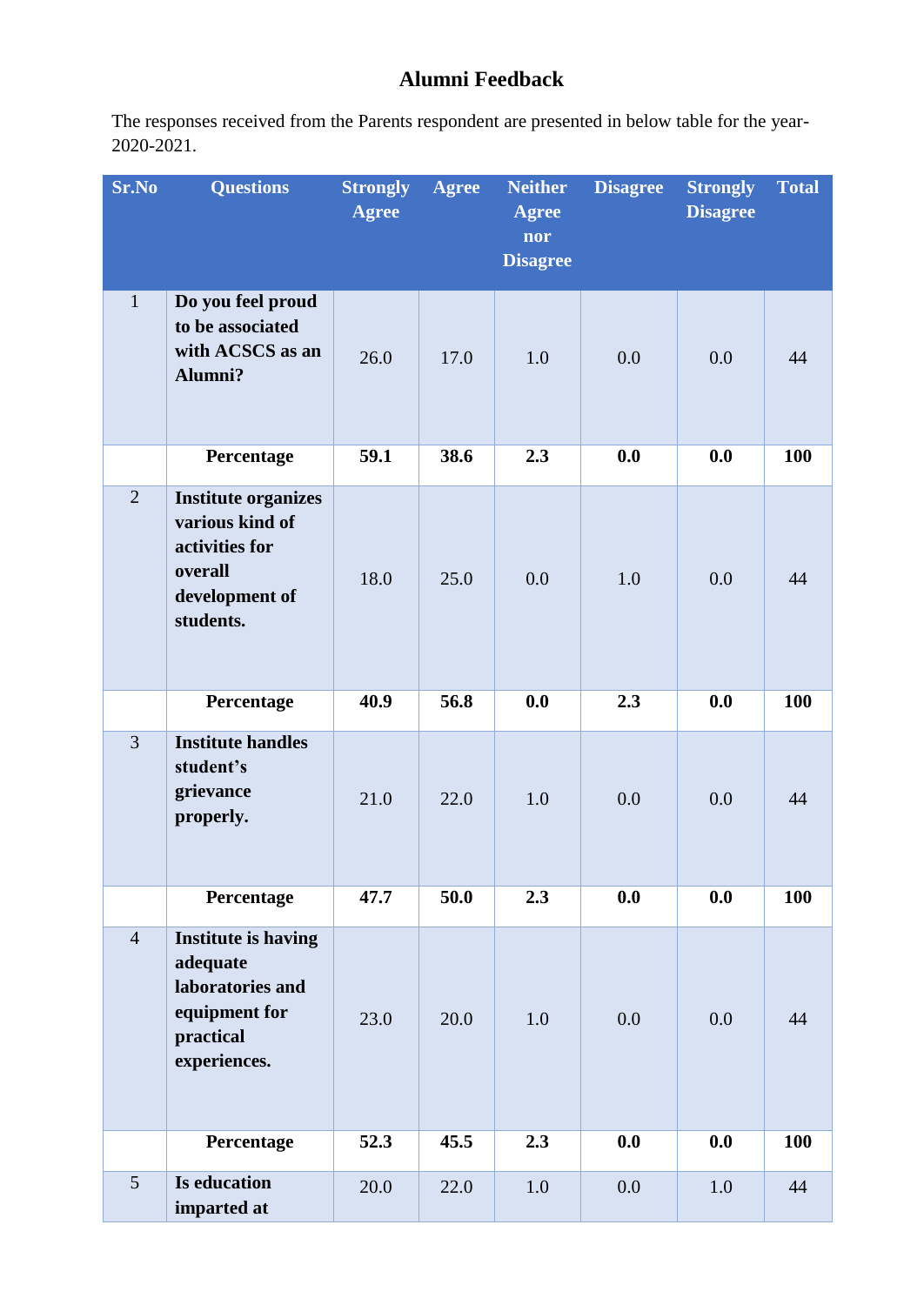# Alumni Feedback

The responses received from the Parents respondent are presented in below table for the year-2020-2021.

| Sr.No | Questions | Strongly Agree | Agree | Neither Agree nor Disagree | Disagree | Strongly Disagree | Total |
|---|---|---|---|---|---|---|---|
| 1 | **Do you feel proud to be associated with ACSCS as an Alumni?** | 26.0 | 17.0 | 1.0 | 0.0 | 0.0 | 44 |
| | **Percentage** | **59.1** | **38.6** | **2.3** | **0.0** | **0.0** | **100** |
| 2 | **Institute organizes various kind of activities for overall development of students.** | 18.0 | 25.0 | 0.0 | 1.0 | 0.0 | 44 |
| | **Percentage** | **40.9** | **56.8** | **0.0** | **2.3** | **0.0** | **100** |
| 3 | **Institute handles student's grievance properly.** | 21.0 | 22.0 | 1.0 | 0.0 | 0.0 | 44 |
| | **Percentage** | **47.7** | **50.0** | **2.3** | **0.0** | **0.0** | **100** |
| 4 | **Institute is having adequate laboratories and equipment for practical experiences.** | 23.0 | 20.0 | 1.0 | 0.0 | 0.0 | 44 |
| | **Percentage** | **52.3** | **45.5** | **2.3** | **0.0** | **0.0** | **100** |
| 5 | **Is education imparted at** | 20.0 | 22.0 | 1.0 | 0.0 | 1.0 | 44 |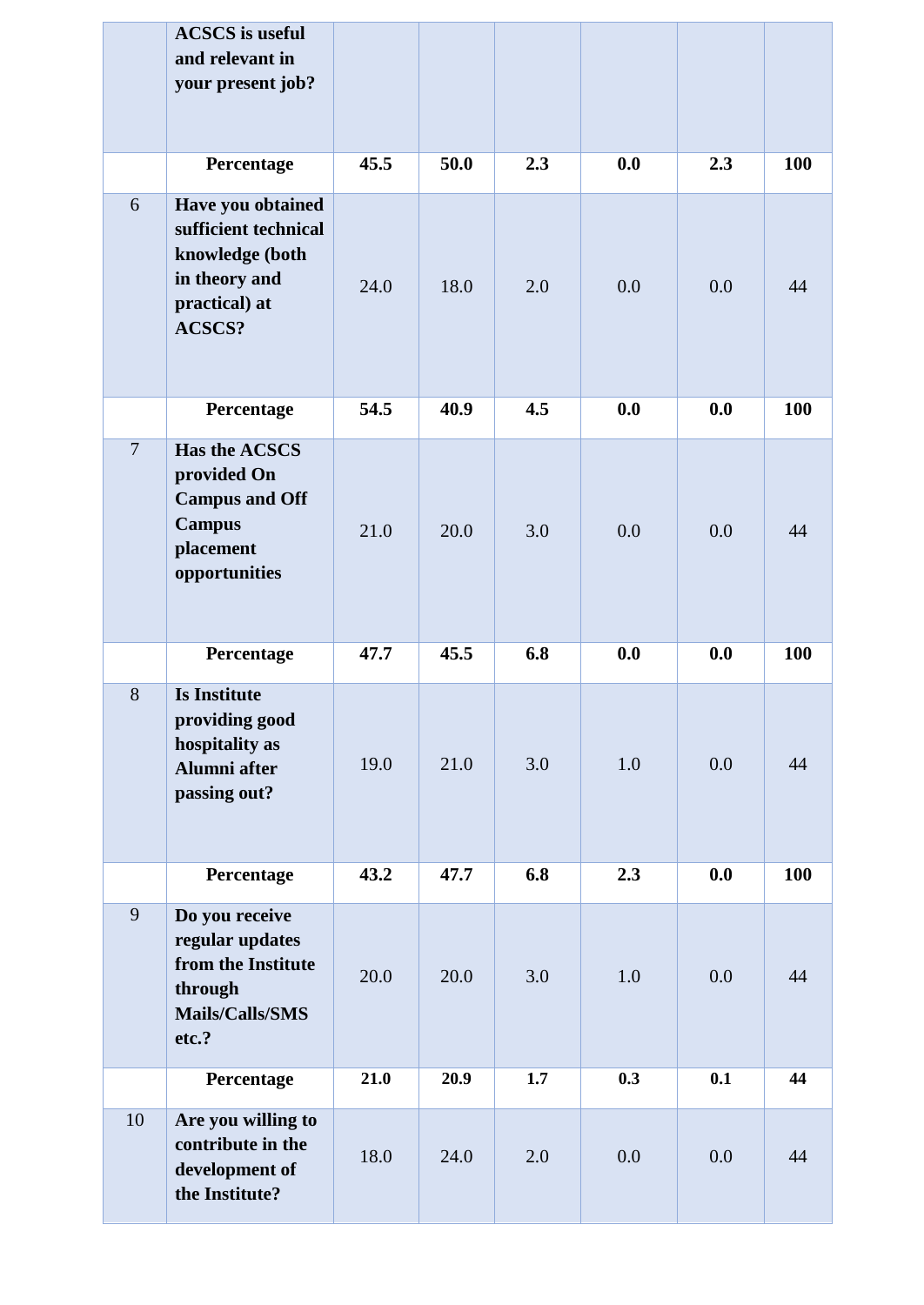| | | | | | | | |
|---|---|---|---|---|---|---|---|
| | **ACSCS is useful and relevant in your present job?** | | | | | | |
| | **Percentage** | **45.5** | **50.0** | **2.3** | **0.0** | **2.3** | **100** |
| 6 | **Have you obtained sufficient technical knowledge (both in theory and practical) at ACSCS?** | 24.0 | 18.0 | 2.0 | 0.0 | 0.0 | 44 |
| | **Percentage** | **54.5** | **40.9** | **4.5** | **0.0** | **0.0** | **100** |
| 7 | **Has the ACSCS provided On Campus and Off Campus placement opportunities** | 21.0 | 20.0 | 3.0 | 0.0 | 0.0 | 44 |
| | **Percentage** | **47.7** | **45.5** | **6.8** | **0.0** | **0.0** | **100** |
| 8 | **Is Institute providing good hospitality as Alumni after passing out?** | 19.0 | 21.0 | 3.0 | 1.0 | 0.0 | 44 |
| | **Percentage** | **43.2** | **47.7** | **6.8** | **2.3** | **0.0** | **100** |
| 9 | **Do you receive regular updates from the Institute through Mails/Calls/SMS etc.?** | 20.0 | 20.0 | 3.0 | 1.0 | 0.0 | 44 |
| | **Percentage** | **21.0** | **20.9** | **1.7** | **0.3** | **0.1** | **44** |
| 10 | **Are you willing to contribute in the development of the Institute?** | 18.0 | 24.0 | 2.0 | 0.0 | 0.0 | 44 |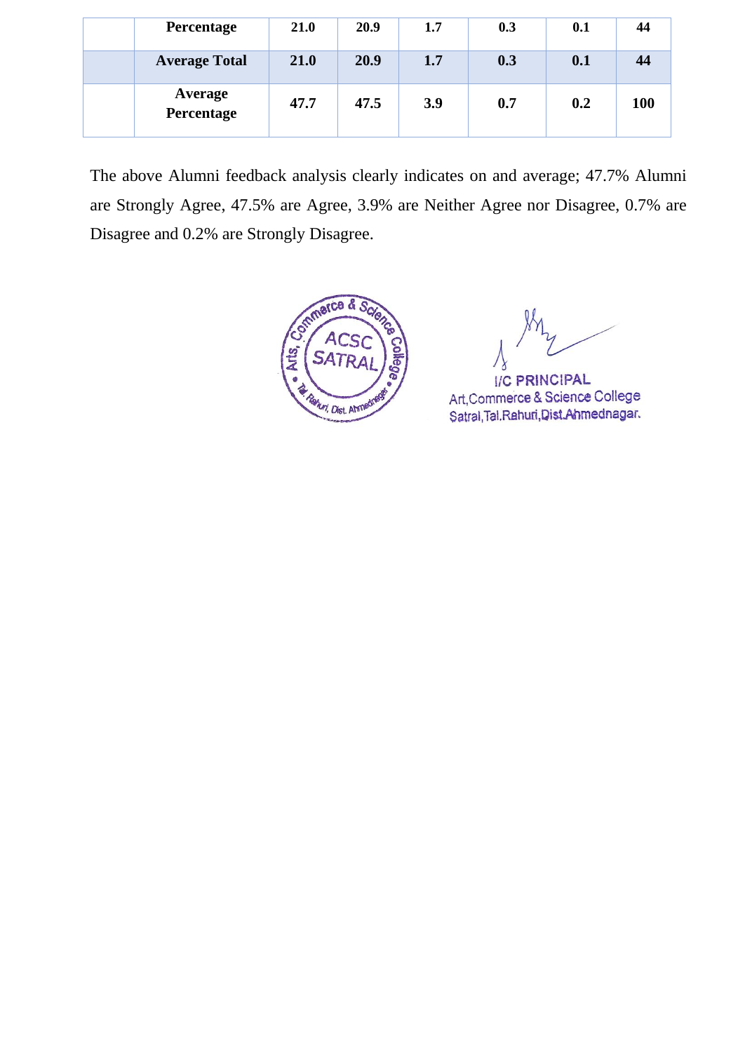| | Percentage | 21.0 | 20.9 | 1.7 | 0.3 | 0.1 | 44 |
|---|---|---|---|---|---|---|---|
| | **Average Total** | **21.0** | **20.9** | **1.7** | **0.3** | **0.1** | **44** |
| | **Average Percentage** | **47.7** | **47.5** | **3.9** | **0.7** | **0.2** | **100** |

The above Alumni feedback analysis clearly indicates on and average; 47.7% Alumni are Strongly Agree, 47.5% are Agree, 3.9% are Neither Agree nor Disagree, 0.7% are Disagree and 0.2% are Strongly Disagree.

Arts, Commerce & Science College ACSC SATRAL Tal. Rahuri, Dist. Ahmednagar

I/C PRINCIPAL
Art,Commerce & Science College
Satral,Tal.Rahuri,Dist.Ahmednagar.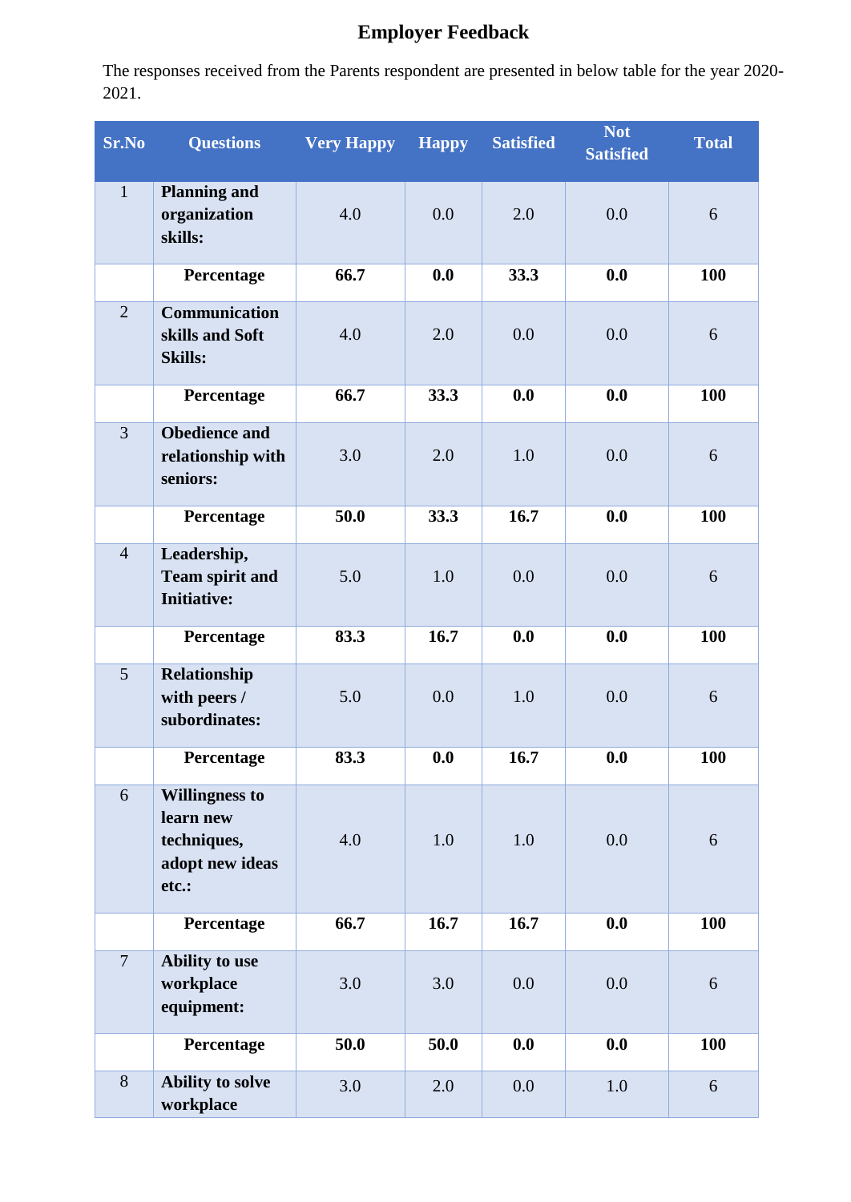## Employer Feedback

The responses received from the Parents respondent are presented in below table for the year 2020-2021.

| Sr.No | Questions | Very Happy | Happy | Satisfied | Not Satisfied | Total |
|---|---|---|---|---|---|---|
| 1 | **Planning and organization skills:** | 4.0 | 0.0 | 2.0 | 0.0 | 6 |
| | **Percentage** | **66.7** | **0.0** | **33.3** | **0.0** | **100** |
| 2 | **Communication skills and Soft Skills:** | 4.0 | 2.0 | 0.0 | 0.0 | 6 |
| | **Percentage** | **66.7** | **33.3** | **0.0** | **0.0** | **100** |
| 3 | **Obedience and relationship with seniors:** | 3.0 | 2.0 | 1.0 | 0.0 | 6 |
| | **Percentage** | **50.0** | **33.3** | **16.7** | **0.0** | **100** |
| 4 | **Leadership, Team spirit and Initiative:** | 5.0 | 1.0 | 0.0 | 0.0 | 6 |
| | **Percentage** | **83.3** | **16.7** | **0.0** | **0.0** | **100** |
| 5 | **Relationship with peers / subordinates:** | 5.0 | 0.0 | 1.0 | 0.0 | 6 |
| | **Percentage** | **83.3** | **0.0** | **16.7** | **0.0** | **100** |
| 6 | **Willingness to learn new techniques, adopt new ideas etc.:** | 4.0 | 1.0 | 1.0 | 0.0 | 6 |
| | **Percentage** | **66.7** | **16.7** | **16.7** | **0.0** | **100** |
| 7 | **Ability to use workplace equipment:** | 3.0 | 3.0 | 0.0 | 0.0 | 6 |
| | **Percentage** | **50.0** | **50.0** | **0.0** | **0.0** | **100** |
| 8 | **Ability to solve workplace** | 3.0 | 2.0 | 0.0 | 1.0 | 6 |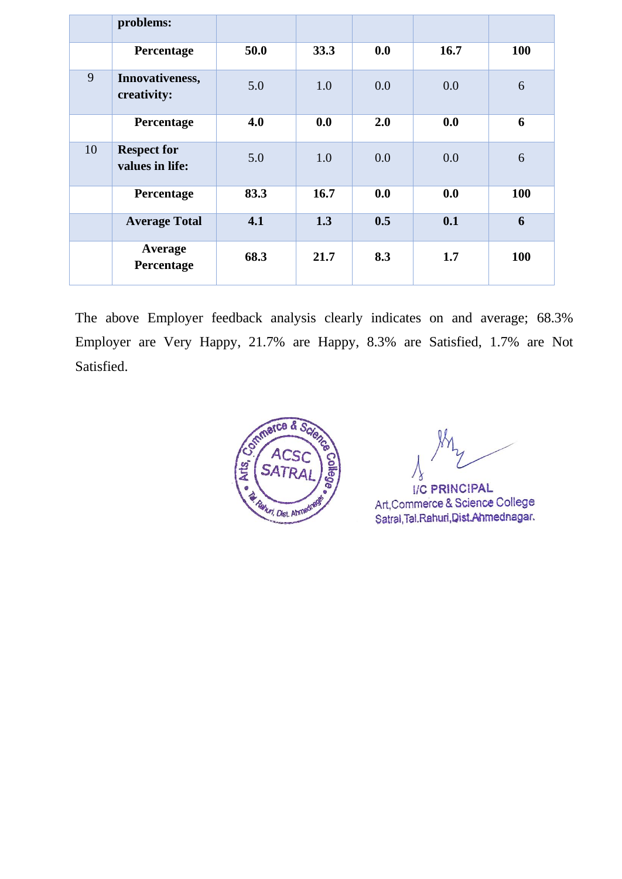| | | | | | | |
|---|---|---|---|---|---|---|
| | **problems:** | | | | | |
| | **Percentage** | **50.0** | **33.3** | **0.0** | **16.7** | **100** |
| 9 | **Innovativeness, creativity:** | 5.0 | 1.0 | 0.0 | 0.0 | 6 |
| | **Percentage** | **4.0** | **0.0** | **2.0** | **0.0** | **6** |
| 10 | **Respect for values in life:** | 5.0 | 1.0 | 0.0 | 0.0 | 6 |
| | **Percentage** | **83.3** | **16.7** | **0.0** | **0.0** | **100** |
| | **Average Total** | **4.1** | **1.3** | **0.5** | **0.1** | **6** |
| | **Average Percentage** | **68.3** | **21.7** | **8.3** | **1.7** | **100** |

The above Employer feedback analysis clearly indicates on and average; 68.3% Employer are Very Happy, 21.7% are Happy, 8.3% are Satisfied, 1.7% are Not Satisfied.

Arts, Commerce & Science College ACSC SATRAL Tal. Rahuri, Dist. Ahmednagar

I/C PRINCIPAL
Art,Commerce & Science College
Satral,Tal.Rahuri,Dist.Ahmednagar.